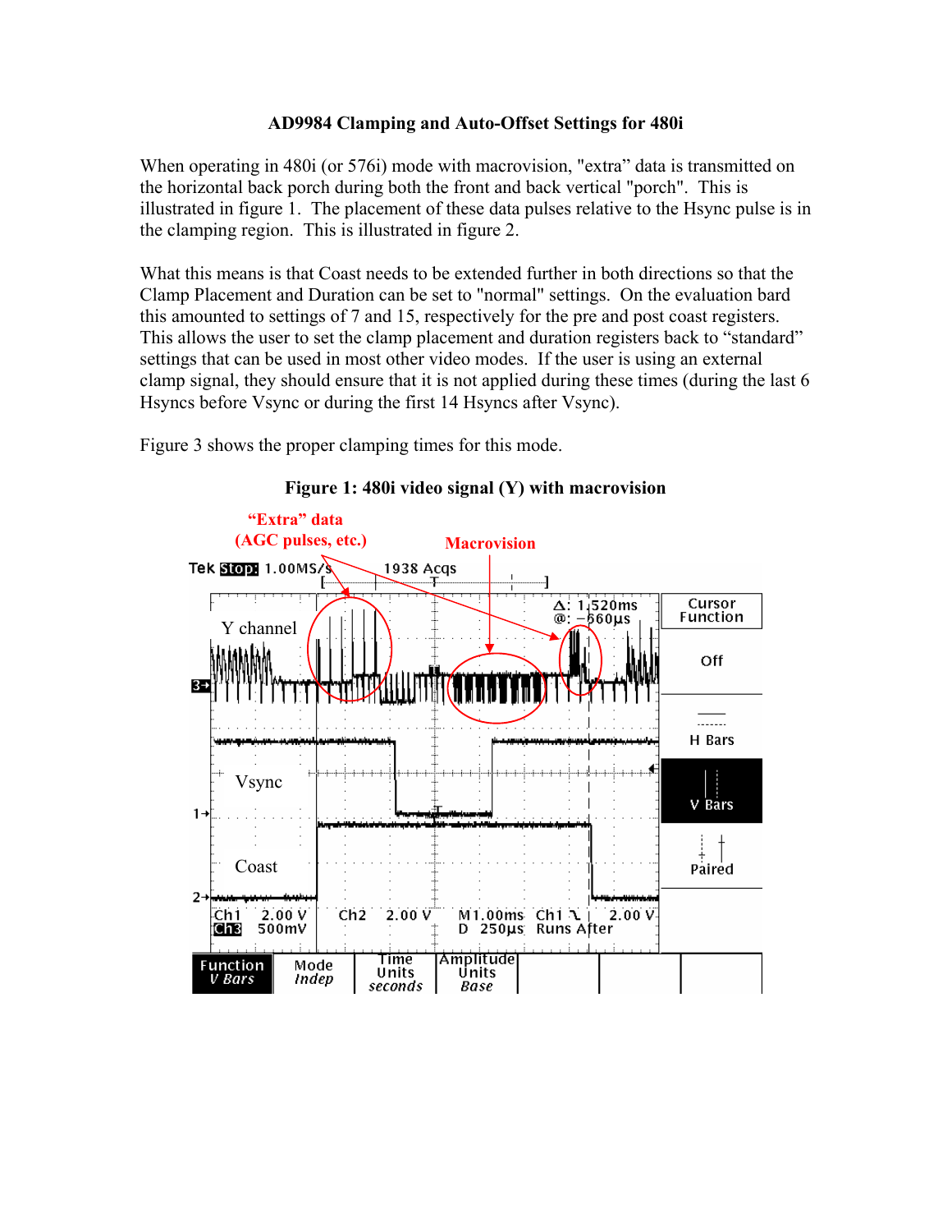# AD9984 Clamping and Auto-Offset Settings for 480i

When operating in 480i (or 576i) mode with macrovision, "extra" data is transmitted on the horizontal back porch during both the front and back vertical "porch". This is illustrated in figure 1. The placement of these data pulses relative to the Hsync pulse is in the clamping region. This is illustrated in figure 2.

What this means is that Coast needs to be extended further in both directions so that the Clamp Placement and Duration can be set to "normal" settings. On the evaluation bard this amounted to settings of 7 and 15, respectively for the pre and post coast registers. This allows the user to set the clamp placement and duration registers back to "standard" settings that can be used in most other video modes. If the user is using an external clamp signal, they should ensure that it is not applied during these times (during the last 6 Hsyncs before Vsync or during the first 14 Hsyncs after Vsync).

Figure 3 shows the proper clamping times for this mode.

**Figure 1: 480i video signal (Y) with macrovision**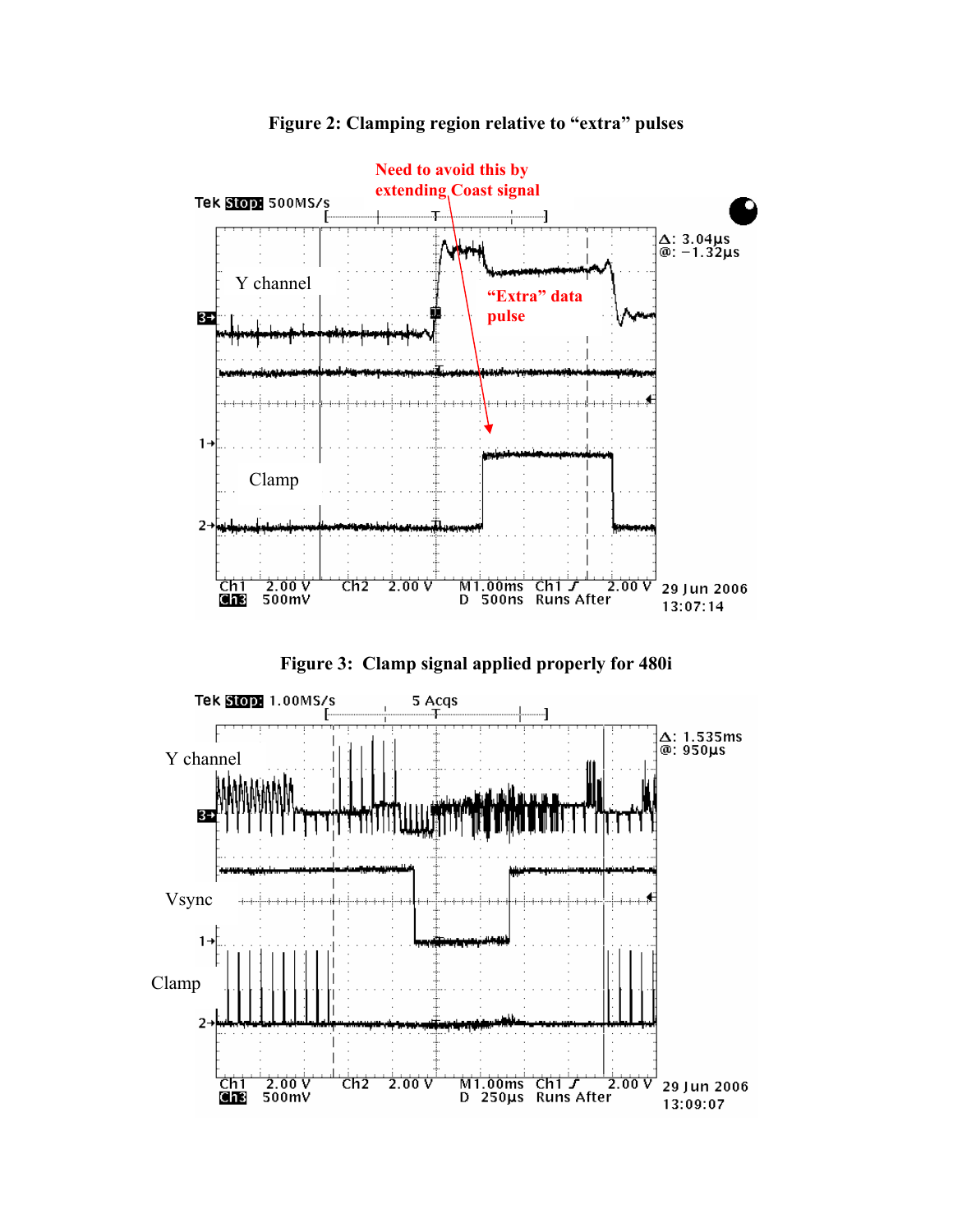**Figure 2: Clamping region relative to "extra" pulses**

**Figure 3: Clamp signal applied properly for 480i**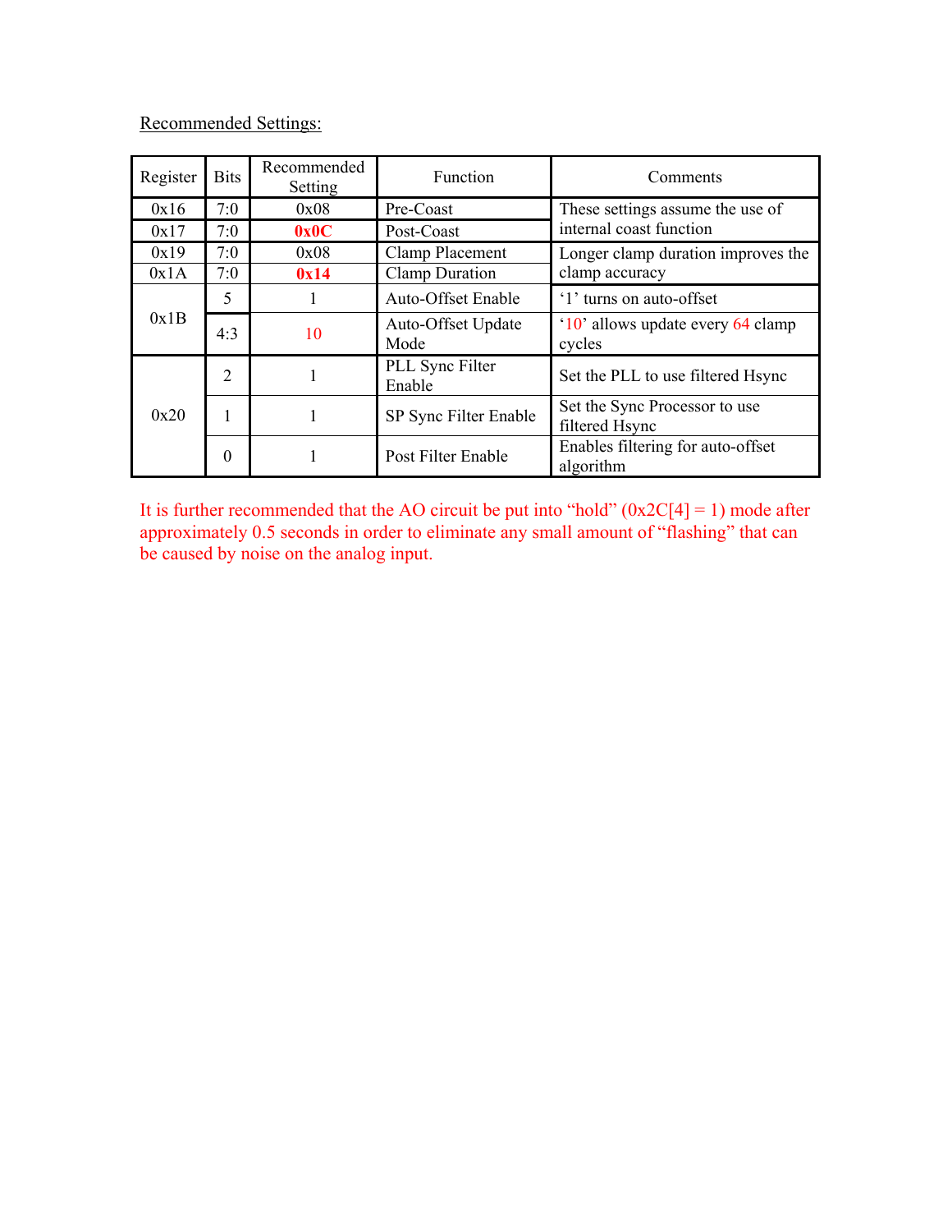Recommended Settings:

| Register | Bits | Recommended Setting | Function | Comments |
|---|---|---|---|---|
| 0x16 | 7:0 | 0x08 | Pre-Coast | These settings assume the use of internal coast function |
| 0x17 | 7:0 | **0x0C** | Post-Coast | |
| 0x19 | 7:0 | 0x08 | Clamp Placement | Longer clamp duration improves the clamp accuracy |
| 0x1A | 7:0 | **0x14** | Clamp Duration | |
| 0x1B | 5 | 1 | Auto-Offset Enable | '1' turns on auto-offset |
| | 4:3 | 10 | Auto-Offset Update Mode | '10' allows update every 64 clamp cycles |
| 0x20 | 2 | 1 | PLL Sync Filter Enable | Set the PLL to use filtered Hsync |
| | 1 | 1 | SP Sync Filter Enable | Set the Sync Processor to use filtered Hsync |
| | 0 | 1 | Post Filter Enable | Enables filtering for auto-offset algorithm |

It is further recommended that the AO circuit be put into "hold" (0x2C[4] = 1) mode after approximately 0.5 seconds in order to eliminate any small amount of "flashing" that can be caused by noise on the analog input.